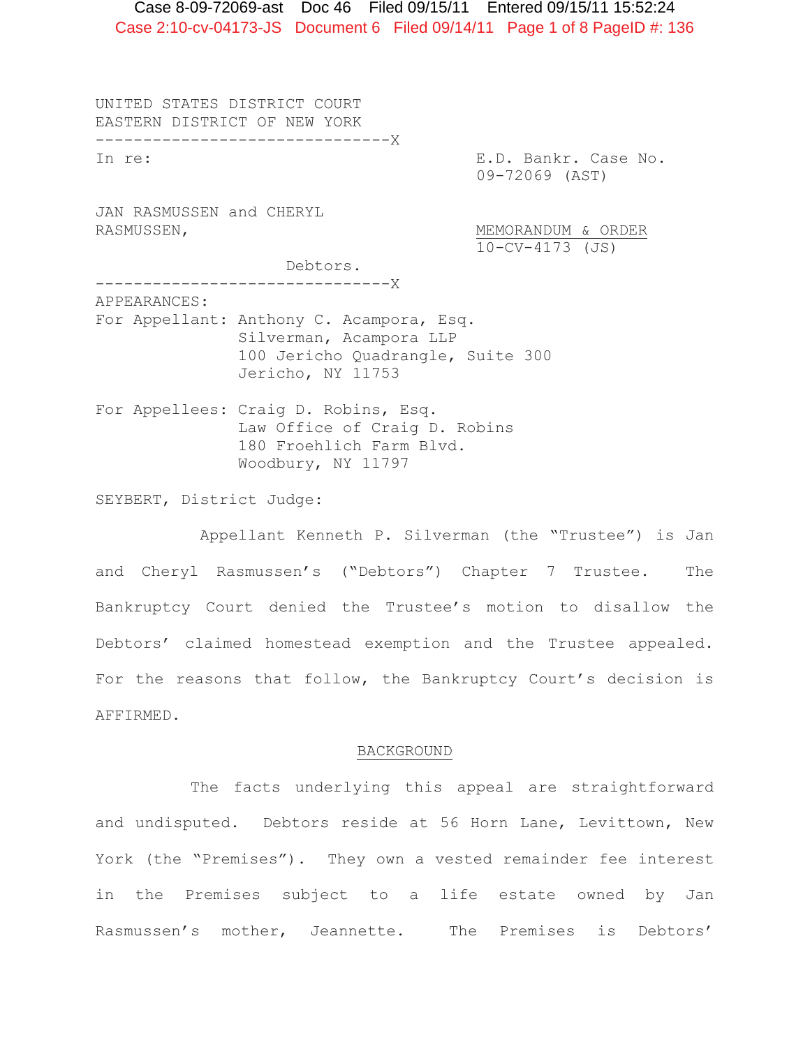UNITED STATES DISTRICT COURT
EASTERN DISTRICT OF NEW YORK

--------------------------------X

In re:

JAN RASMUSSEN and CHERYL RASMUSSEN,

Debtors.

--------------------------------X

E.D. Bankr. Case No. 09-72069 (AST)

MEMORANDUM & ORDER
10-CV-4173 (JS)

APPEARANCES:

For Appellant: Anthony C. Acampora, Esq.
Silverman, Acampora LLP
100 Jericho Quadrangle, Suite 300
Jericho, NY 11753

For Appellees: Craig D. Robins, Esq.
Law Office of Craig D. Robins
180 Froehlich Farm Blvd.
Woodbury, NY 11797

SEYBERT, District Judge:

Appellant Kenneth P. Silverman (the "Trustee") is Jan and Cheryl Rasmussen's ("Debtors") Chapter 7 Trustee. The Bankruptcy Court denied the Trustee's motion to disallow the Debtors' claimed homestead exemption and the Trustee appealed. For the reasons that follow, the Bankruptcy Court's decision is AFFIRMED.

## BACKGROUND

The facts underlying this appeal are straightforward and undisputed. Debtors reside at 56 Horn Lane, Levittown, New York (the "Premises"). They own a vested remainder fee interest in the Premises subject to a life estate owned by Jan Rasmussen's mother, Jeannette. The Premises is Debtors'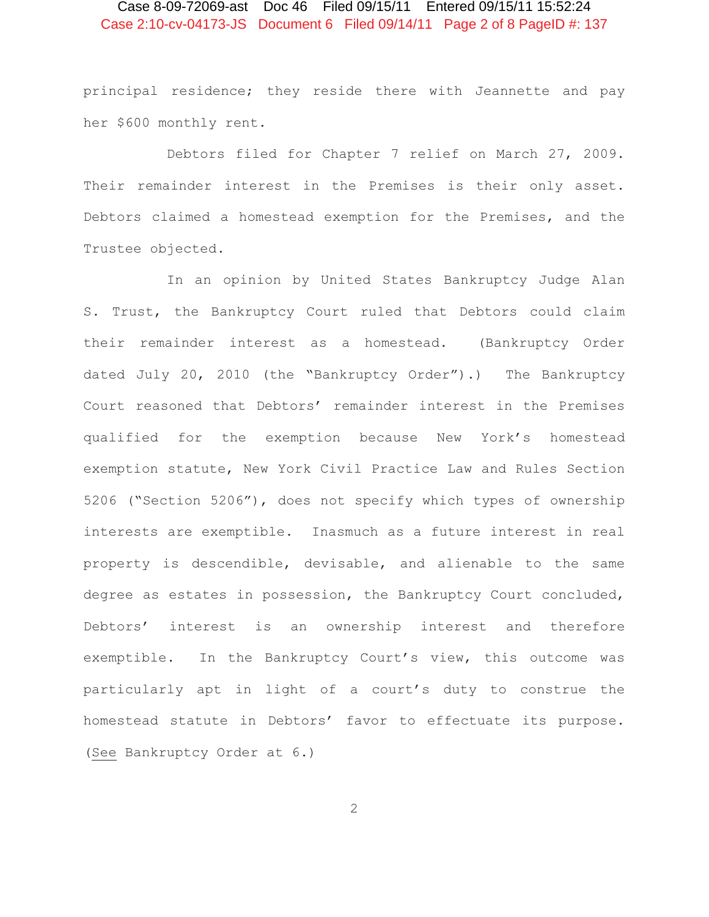principal residence; they reside there with Jeannette and pay her $600 monthly rent.

Debtors filed for Chapter 7 relief on March 27, 2009. Their remainder interest in the Premises is their only asset. Debtors claimed a homestead exemption for the Premises, and the Trustee objected.

In an opinion by United States Bankruptcy Judge Alan S. Trust, the Bankruptcy Court ruled that Debtors could claim their remainder interest as a homestead. (Bankruptcy Order dated July 20, 2010 (the "Bankruptcy Order").) The Bankruptcy Court reasoned that Debtors' remainder interest in the Premises qualified for the exemption because New York's homestead exemption statute, New York Civil Practice Law and Rules Section 5206 ("Section 5206"), does not specify which types of ownership interests are exemptible. Inasmuch as a future interest in real property is descendible, devisable, and alienable to the same degree as estates in possession, the Bankruptcy Court concluded, Debtors' interest is an ownership interest and therefore exemptible. In the Bankruptcy Court's view, this outcome was particularly apt in light of a court's duty to construe the homestead statute in Debtors' favor to effectuate its purpose. (See Bankruptcy Order at 6.)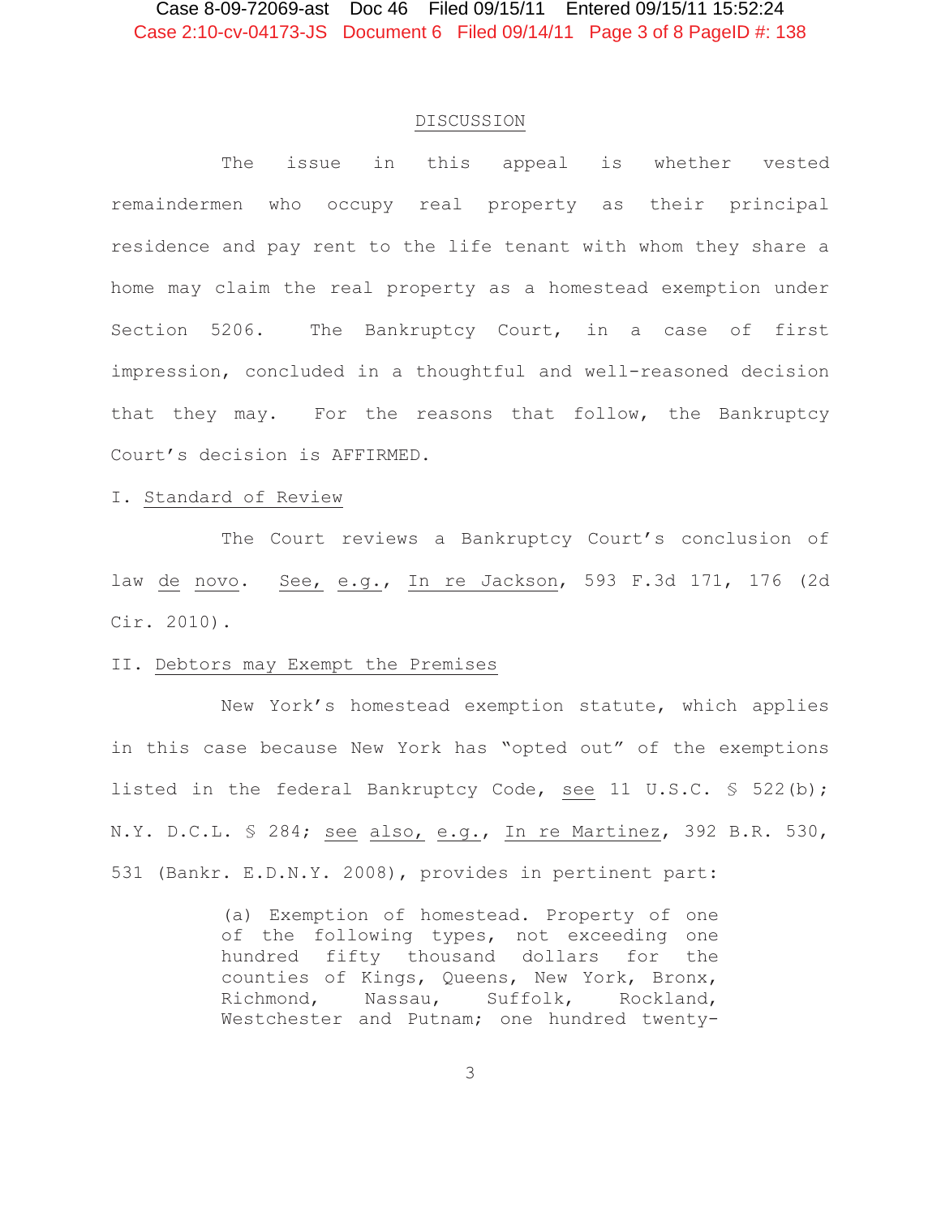## DISCUSSION

The issue in this appeal is whether vested remaindermen who occupy real property as their principal residence and pay rent to the life tenant with whom they share a home may claim the real property as a homestead exemption under Section 5206. The Bankruptcy Court, in a case of first impression, concluded in a thoughtful and well-reasoned decision that they may. For the reasons that follow, the Bankruptcy Court's decision is AFFIRMED.

### I. Standard of Review

The Court reviews a Bankruptcy Court's conclusion of law *de novo*. *See, e.g.*, *In re Jackson*, 593 F.3d 171, 176 (2d Cir. 2010).

### II. Debtors may Exempt the Premises

New York's homestead exemption statute, which applies in this case because New York has "opted out" of the exemptions listed in the federal Bankruptcy Code, *see* 11 U.S.C. § 522(b); N.Y. D.C.L. § 284; *see also, e.g.*, *In re Martinez*, 392 B.R. 530, 531 (Bankr. E.D.N.Y. 2008), provides in pertinent part:

> (a) Exemption of homestead. Property of one of the following types, not exceeding one hundred fifty thousand dollars for the counties of Kings, Queens, New York, Bronx, Richmond, Nassau, Suffolk, Rockland, Westchester and Putnam; one hundred twenty-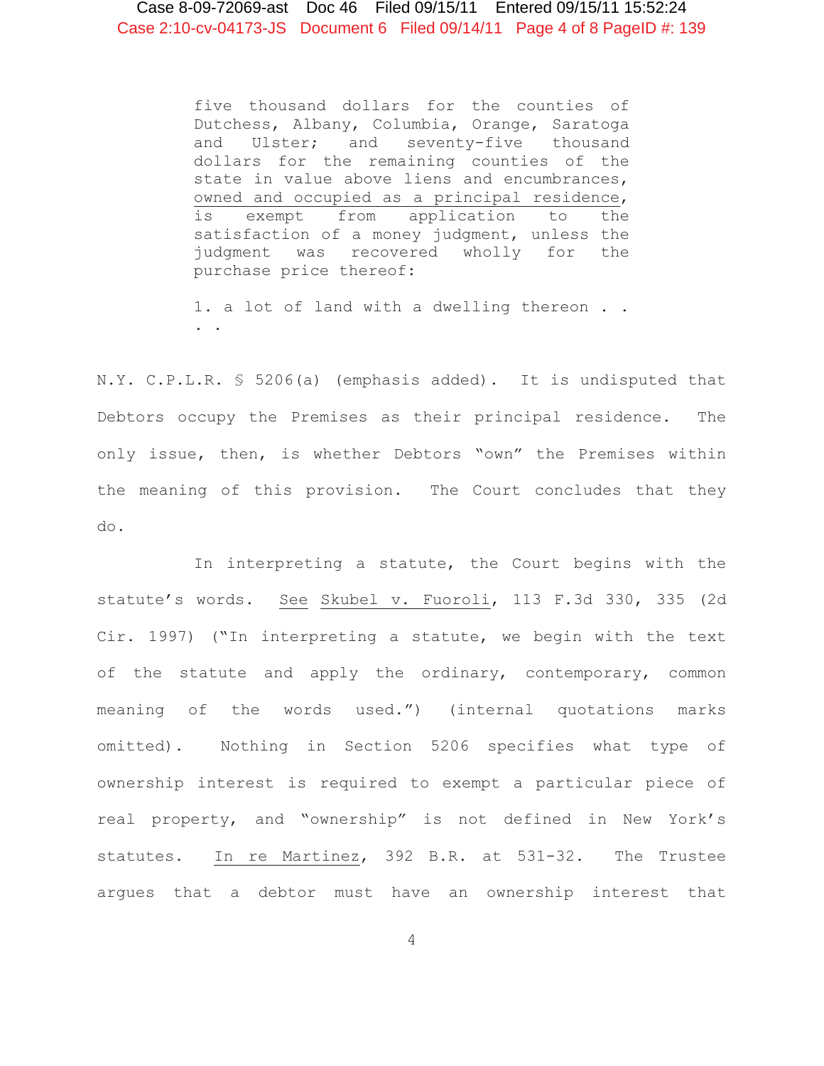> five thousand dollars for the counties of Dutchess, Albany, Columbia, Orange, Saratoga and Ulster; and seventy-five thousand dollars for the remaining counties of the state in value above liens and encumbrances, <u>owned and occupied as a principal residence</u>, is exempt from application to the satisfaction of a money judgment, unless the judgment was recovered wholly for the purchase price thereof:
>
> 1. a lot of land with a dwelling thereon . . . .

N.Y. C.P.L.R. § 5206(a) (emphasis added). It is undisputed that Debtors occupy the Premises as their principal residence. The only issue, then, is whether Debtors "own" the Premises within the meaning of this provision. The Court concludes that they do.

In interpreting a statute, the Court begins with the statute's words. <u>See</u> <u>Skubel v. Fuoroli</u>, 113 F.3d 330, 335 (2d Cir. 1997) ("In interpreting a statute, we begin with the text of the statute and apply the ordinary, contemporary, common meaning of the words used.") (internal quotations marks omitted). Nothing in Section 5206 specifies what type of ownership interest is required to exempt a particular piece of real property, and "ownership" is not defined in New York's statutes. <u>In re Martinez</u>, 392 B.R. at 531-32. The Trustee argues that a debtor must have an ownership interest that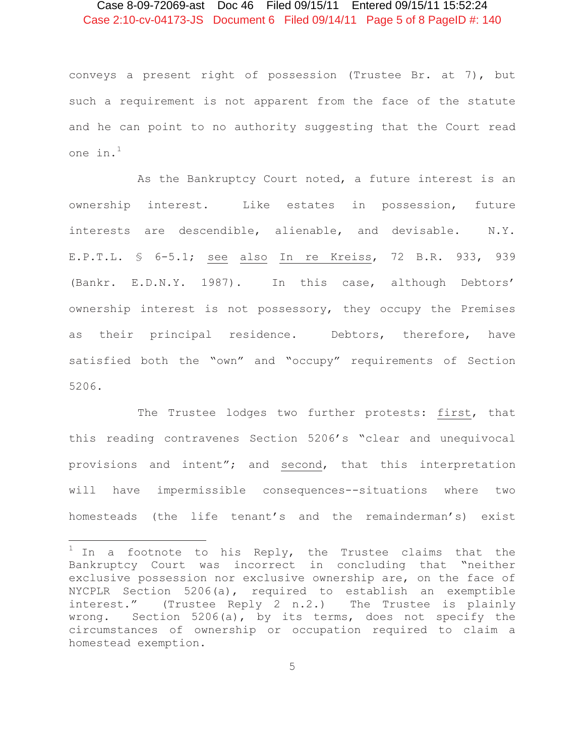conveys a present right of possession (Trustee Br. at 7), but such a requirement is not apparent from the face of the statute and he can point to no authority suggesting that the Court read one in.[1]

As the Bankruptcy Court noted, a future interest is an ownership interest. Like estates in possession, future interests are descendible, alienable, and devisable. N.Y. E.P.T.L. § 6-5.1; see also In re Kreiss, 72 B.R. 933, 939 (Bankr. E.D.N.Y. 1987). In this case, although Debtors' ownership interest is not possessory, they occupy the Premises as their principal residence. Debtors, therefore, have satisfied both the "own" and "occupy" requirements of Section 5206.

The Trustee lodges two further protests: first, that this reading contravenes Section 5206's "clear and unequivocal provisions and intent"; and second, that this interpretation will have impermissible consequences--situations where two homesteads (the life tenant's and the remainderman's) exist

---

[1] In a footnote to his Reply, the Trustee claims that the Bankruptcy Court was incorrect in concluding that "neither exclusive possession nor exclusive ownership are, on the face of NYCPLR Section 5206(a), required to establish an exemptible interest." (Trustee Reply 2 n.2.) The Trustee is plainly wrong. Section 5206(a), by its terms, does not specify the circumstances of ownership or occupation required to claim a homestead exemption.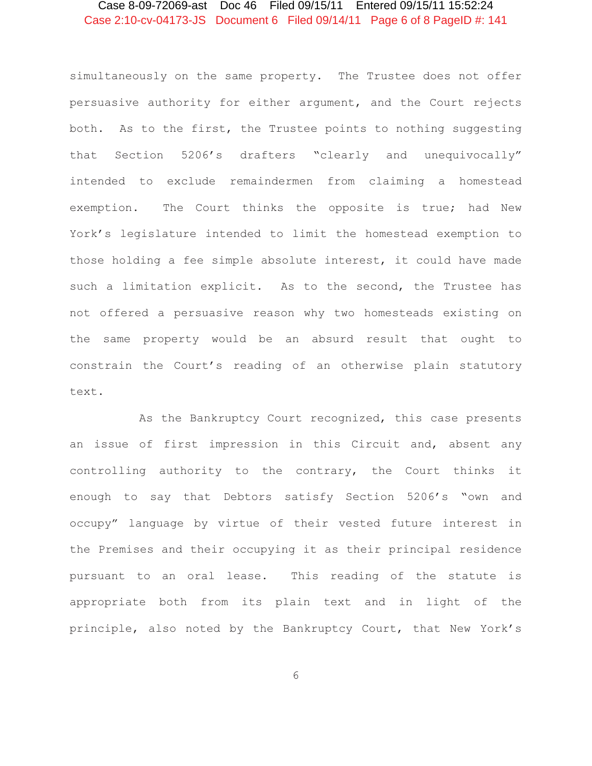simultaneously on the same property. The Trustee does not offer persuasive authority for either argument, and the Court rejects both. As to the first, the Trustee points to nothing suggesting that Section 5206's drafters "clearly and unequivocally" intended to exclude remaindermen from claiming a homestead exemption. The Court thinks the opposite is true; had New York's legislature intended to limit the homestead exemption to those holding a fee simple absolute interest, it could have made such a limitation explicit. As to the second, the Trustee has not offered a persuasive reason why two homesteads existing on the same property would be an absurd result that ought to constrain the Court's reading of an otherwise plain statutory text.

As the Bankruptcy Court recognized, this case presents an issue of first impression in this Circuit and, absent any controlling authority to the contrary, the Court thinks it enough to say that Debtors satisfy Section 5206's "own and occupy" language by virtue of their vested future interest in the Premises and their occupying it as their principal residence pursuant to an oral lease. This reading of the statute is appropriate both from its plain text and in light of the principle, also noted by the Bankruptcy Court, that New York's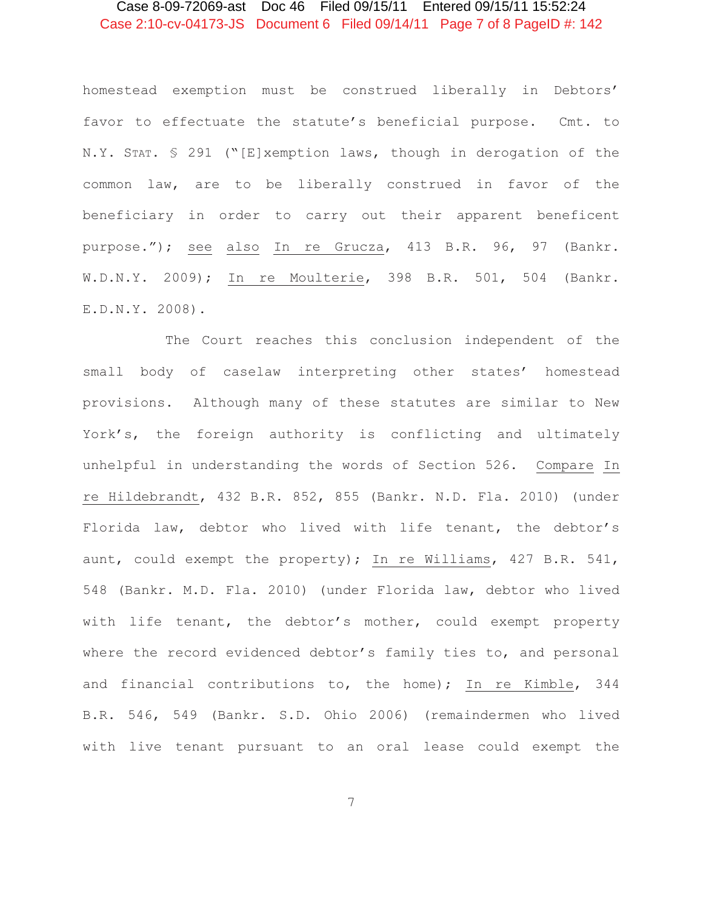homestead exemption must be construed liberally in Debtors' favor to effectuate the statute's beneficial purpose. Cmt. to N.Y. STAT. § 291 ("[E]xemption laws, though in derogation of the common law, are to be liberally construed in favor of the beneficiary in order to carry out their apparent beneficent purpose."); see also In re Grucza, 413 B.R. 96, 97 (Bankr. W.D.N.Y. 2009); In re Moulterie, 398 B.R. 501, 504 (Bankr. E.D.N.Y. 2008).

The Court reaches this conclusion independent of the small body of caselaw interpreting other states' homestead provisions. Although many of these statutes are similar to New York's, the foreign authority is conflicting and ultimately unhelpful in understanding the words of Section 526. Compare In re Hildebrandt, 432 B.R. 852, 855 (Bankr. N.D. Fla. 2010) (under Florida law, debtor who lived with life tenant, the debtor's aunt, could exempt the property); In re Williams, 427 B.R. 541, 548 (Bankr. M.D. Fla. 2010) (under Florida law, debtor who lived with life tenant, the debtor's mother, could exempt property where the record evidenced debtor's family ties to, and personal and financial contributions to, the home); In re Kimble, 344 B.R. 546, 549 (Bankr. S.D. Ohio 2006) (remaindermen who lived with live tenant pursuant to an oral lease could exempt the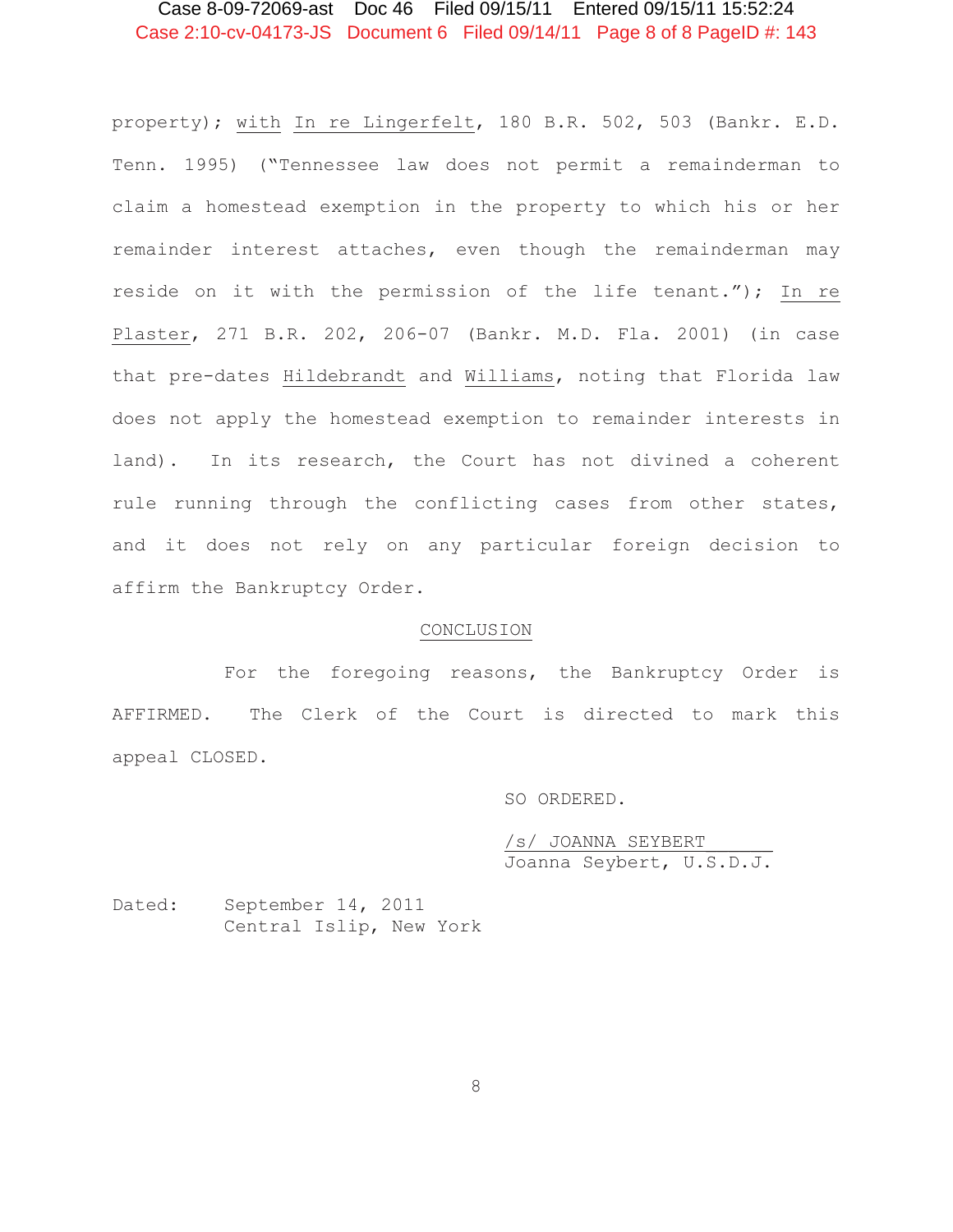property); with In re Lingerfelt, 180 B.R. 502, 503 (Bankr. E.D. Tenn. 1995) ("Tennessee law does not permit a remainderman to claim a homestead exemption in the property to which his or her remainder interest attaches, even though the remainderman may reside on it with the permission of the life tenant."); In re Plaster, 271 B.R. 202, 206-07 (Bankr. M.D. Fla. 2001) (in case that pre-dates Hildebrandt and Williams, noting that Florida law does not apply the homestead exemption to remainder interests in land). In its research, the Court has not divined a coherent rule running through the conflicting cases from other states, and it does not rely on any particular foreign decision to affirm the Bankruptcy Order.

CONCLUSION

For the foregoing reasons, the Bankruptcy Order is AFFIRMED. The Clerk of the Court is directed to mark this appeal CLOSED.

SO ORDERED.

/s/ JOANNA SEYBERT
Joanna Seybert, U.S.D.J.

Dated: September 14, 2011
Central Islip, New York